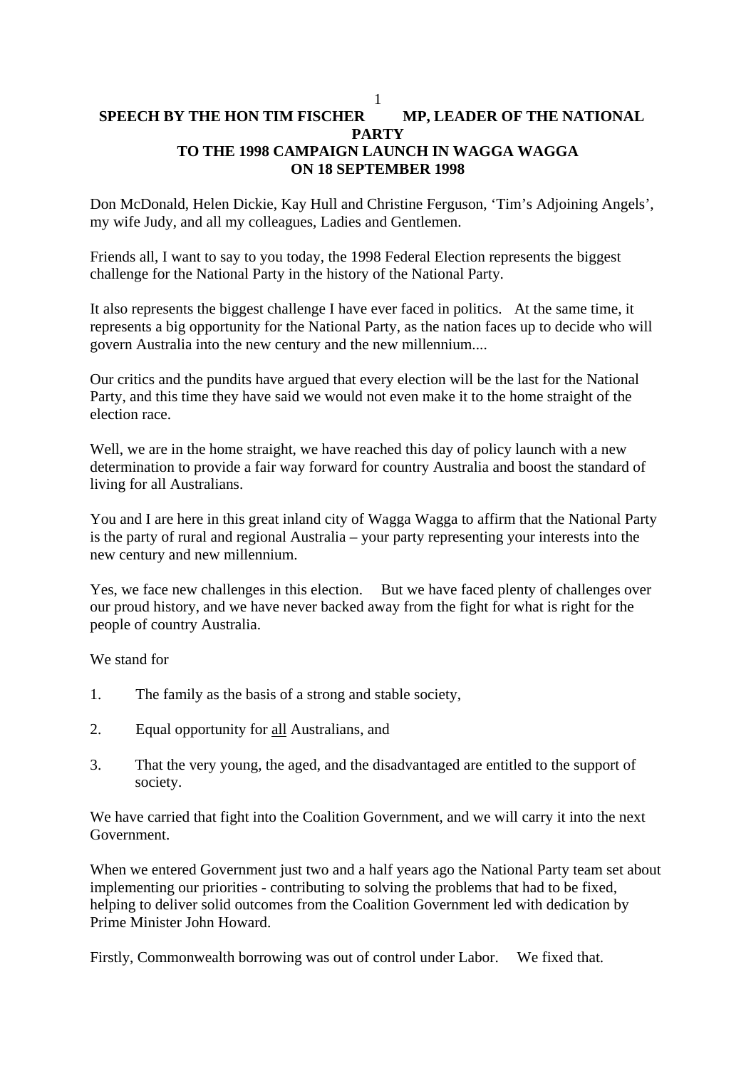# SPEECH BY THE HON TIM FISCHER MP, LEADER OF THE NATIONAL PARTY TO THE 1998 CAMPAIGN LAUNCH IN WAGGA WAGGA ON 18 SEPTEMBER 1998

Don McDonald, Helen Dickie, Kay Hull and Christine Ferguson, 'Tim's Adjoining Angels', my wife Judy, and all my colleagues, Ladies and Gentlemen.

Friends all, I want to say to you today, the 1998 Federal Election represents the biggest challenge for the National Party in the history of the National Party.

It also represents the biggest challenge I have ever faced in politics. At the same time, it represents a big opportunity for the National Party, as the nation faces up to decide who will govern Australia into the new century and the new millennium....

Our critics and the pundits have argued that every election will be the last for the National Party, and this time they have said we would not even make it to the home straight of the election race.

Well, we are in the home straight, we have reached this day of policy launch with a new determination to provide a fair way forward for country Australia and boost the standard of living for all Australians.

You and I are here in this great inland city of Wagga Wagga to affirm that the National Party is the party of rural and regional Australia – your party representing your interests into the new century and new millennium.

Yes, we face new challenges in this election. But we have faced plenty of challenges over our proud history, and we have never backed away from the fight for what is right for the people of country Australia.

We stand for

1. The family as the basis of a strong and stable society,
2. Equal opportunity for <u>all</u> Australians, and
3. That the very young, the aged, and the disadvantaged are entitled to the support of society.

We have carried that fight into the Coalition Government, and we will carry it into the next Government.

When we entered Government just two and a half years ago the National Party team set about implementing our priorities - contributing to solving the problems that had to be fixed, helping to deliver solid outcomes from the Coalition Government led with dedication by Prime Minister John Howard.

Firstly, Commonwealth borrowing was out of control under Labor. We fixed that.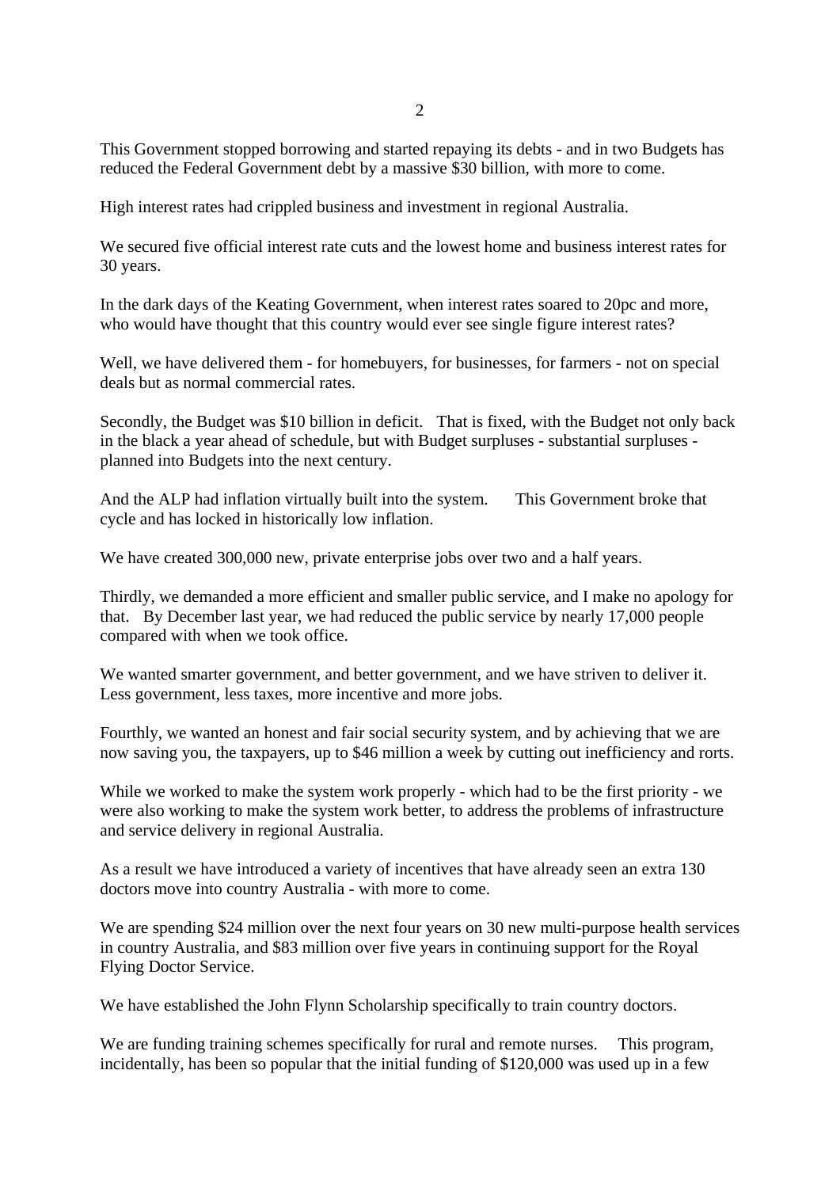This Government stopped borrowing and started repaying its debts - and in two Budgets has reduced the Federal Government debt by a massive $30 billion, with more to come.

High interest rates had crippled business and investment in regional Australia.

We secured five official interest rate cuts and the lowest home and business interest rates for 30 years.

In the dark days of the Keating Government, when interest rates soared to 20pc and more, who would have thought that this country would ever see single figure interest rates?

Well, we have delivered them - for homebuyers, for businesses, for farmers - not on special deals but as normal commercial rates.

Secondly, the Budget was $10 billion in deficit. That is fixed, with the Budget not only back in the black a year ahead of schedule, but with Budget surpluses - substantial surpluses - planned into Budgets into the next century.

And the ALP had inflation virtually built into the system. This Government broke that cycle and has locked in historically low inflation.

We have created 300,000 new, private enterprise jobs over two and a half years.

Thirdly, we demanded a more efficient and smaller public service, and I make no apology for that. By December last year, we had reduced the public service by nearly 17,000 people compared with when we took office.

We wanted smarter government, and better government, and we have striven to deliver it. Less government, less taxes, more incentive and more jobs.

Fourthly, we wanted an honest and fair social security system, and by achieving that we are now saving you, the taxpayers, up to $46 million a week by cutting out inefficiency and rorts.

While we worked to make the system work properly - which had to be the first priority - we were also working to make the system work better, to address the problems of infrastructure and service delivery in regional Australia.

As a result we have introduced a variety of incentives that have already seen an extra 130 doctors move into country Australia - with more to come.

We are spending $24 million over the next four years on 30 new multi-purpose health services in country Australia, and $83 million over five years in continuing support for the Royal Flying Doctor Service.

We have established the John Flynn Scholarship specifically to train country doctors.

We are funding training schemes specifically for rural and remote nurses. This program, incidentally, has been so popular that the initial funding of $120,000 was used up in a few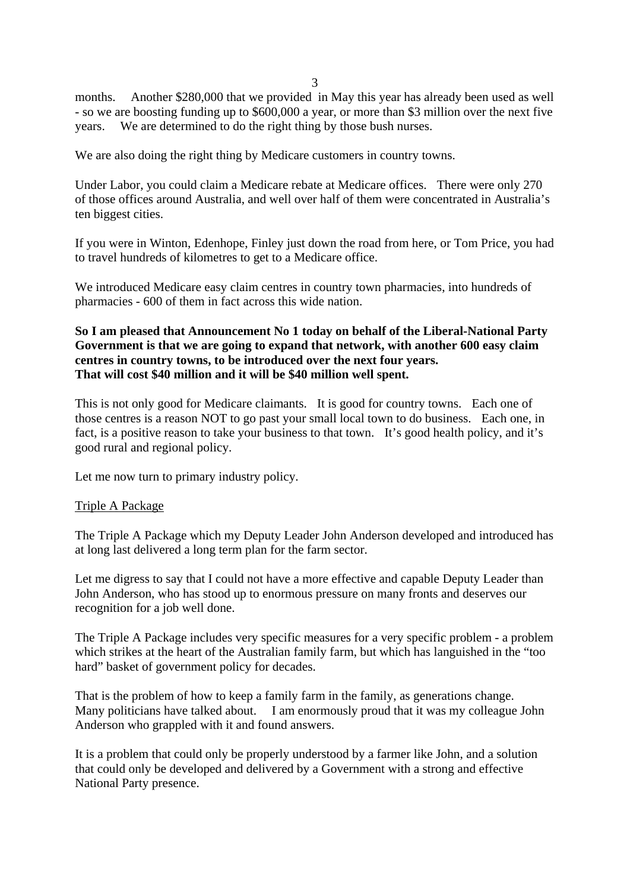months. Another $280,000 that we provided in May this year has already been used as well - so we are boosting funding up to $600,000 a year, or more than $3 million over the next five years. We are determined to do the right thing by those bush nurses.

We are also doing the right thing by Medicare customers in country towns.

Under Labor, you could claim a Medicare rebate at Medicare offices. There were only 270 of those offices around Australia, and well over half of them were concentrated in Australia's ten biggest cities.

If you were in Winton, Edenhope, Finley just down the road from here, or Tom Price, you had to travel hundreds of kilometres to get to a Medicare office.

We introduced Medicare easy claim centres in country town pharmacies, into hundreds of pharmacies - 600 of them in fact across this wide nation.

**So I am pleased that Announcement No 1 today on behalf of the Liberal-National Party Government is that we are going to expand that network, with another 600 easy claim centres in country towns, to be introduced over the next four years.**
**That will cost $40 million and it will be $40 million well spent.**

This is not only good for Medicare claimants. It is good for country towns. Each one of those centres is a reason NOT to go past your small local town to do business. Each one, in fact, is a positive reason to take your business to that town. It's good health policy, and it's good rural and regional policy.

Let me now turn to primary industry policy.

<u>Triple A Package</u>

The Triple A Package which my Deputy Leader John Anderson developed and introduced has at long last delivered a long term plan for the farm sector.

Let me digress to say that I could not have a more effective and capable Deputy Leader than John Anderson, who has stood up to enormous pressure on many fronts and deserves our recognition for a job well done.

The Triple A Package includes very specific measures for a very specific problem - a problem which strikes at the heart of the Australian family farm, but which has languished in the "too hard" basket of government policy for decades.

That is the problem of how to keep a family farm in the family, as generations change. Many politicians have talked about. I am enormously proud that it was my colleague John Anderson who grappled with it and found answers.

It is a problem that could only be properly understood by a farmer like John, and a solution that could only be developed and delivered by a Government with a strong and effective National Party presence.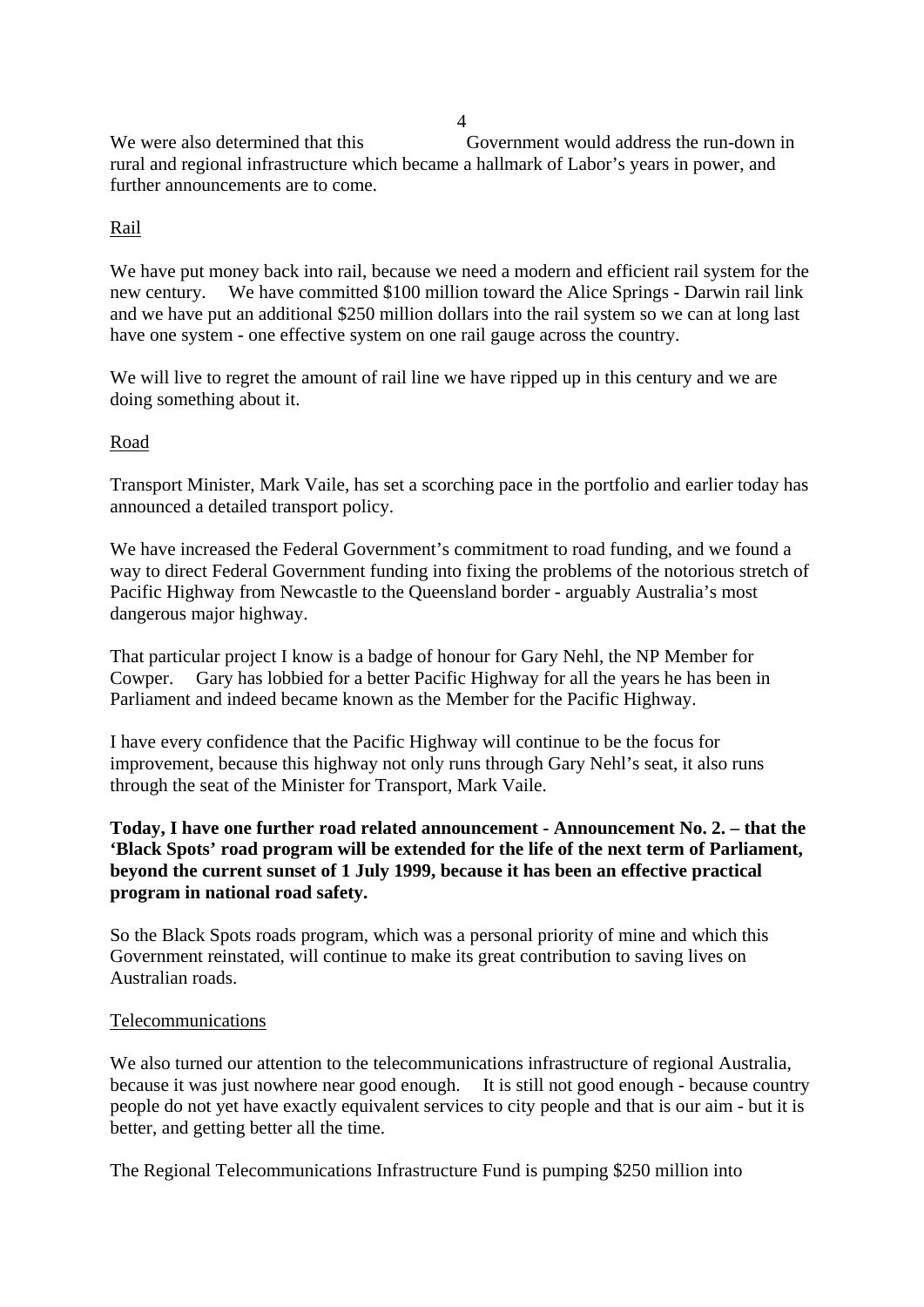We were also determined that this Government would address the run-down in rural and regional infrastructure which became a hallmark of Labor's years in power, and further announcements are to come.

Rail

We have put money back into rail, because we need a modern and efficient rail system for the new century. We have committed $100 million toward the Alice Springs - Darwin rail link and we have put an additional $250 million dollars into the rail system so we can at long last have one system - one effective system on one rail gauge across the country.

We will live to regret the amount of rail line we have ripped up in this century and we are doing something about it.

Road

Transport Minister, Mark Vaile, has set a scorching pace in the portfolio and earlier today has announced a detailed transport policy.

We have increased the Federal Government's commitment to road funding, and we found a way to direct Federal Government funding into fixing the problems of the notorious stretch of Pacific Highway from Newcastle to the Queensland border - arguably Australia's most dangerous major highway.

That particular project I know is a badge of honour for Gary Nehl, the NP Member for Cowper. Gary has lobbied for a better Pacific Highway for all the years he has been in Parliament and indeed became known as the Member for the Pacific Highway.

I have every confidence that the Pacific Highway will continue to be the focus for improvement, because this highway not only runs through Gary Nehl's seat, it also runs through the seat of the Minister for Transport, Mark Vaile.

**Today, I have one further road related announcement - Announcement No. 2. – that the 'Black Spots' road program will be extended for the life of the next term of Parliament, beyond the current sunset of 1 July 1999, because it has been an effective practical program in national road safety.**

So the Black Spots roads program, which was a personal priority of mine and which this Government reinstated, will continue to make its great contribution to saving lives on Australian roads.

Telecommunications

We also turned our attention to the telecommunications infrastructure of regional Australia, because it was just nowhere near good enough. It is still not good enough - because country people do not yet have exactly equivalent services to city people and that is our aim - but it is better, and getting better all the time.

The Regional Telecommunications Infrastructure Fund is pumping $250 million into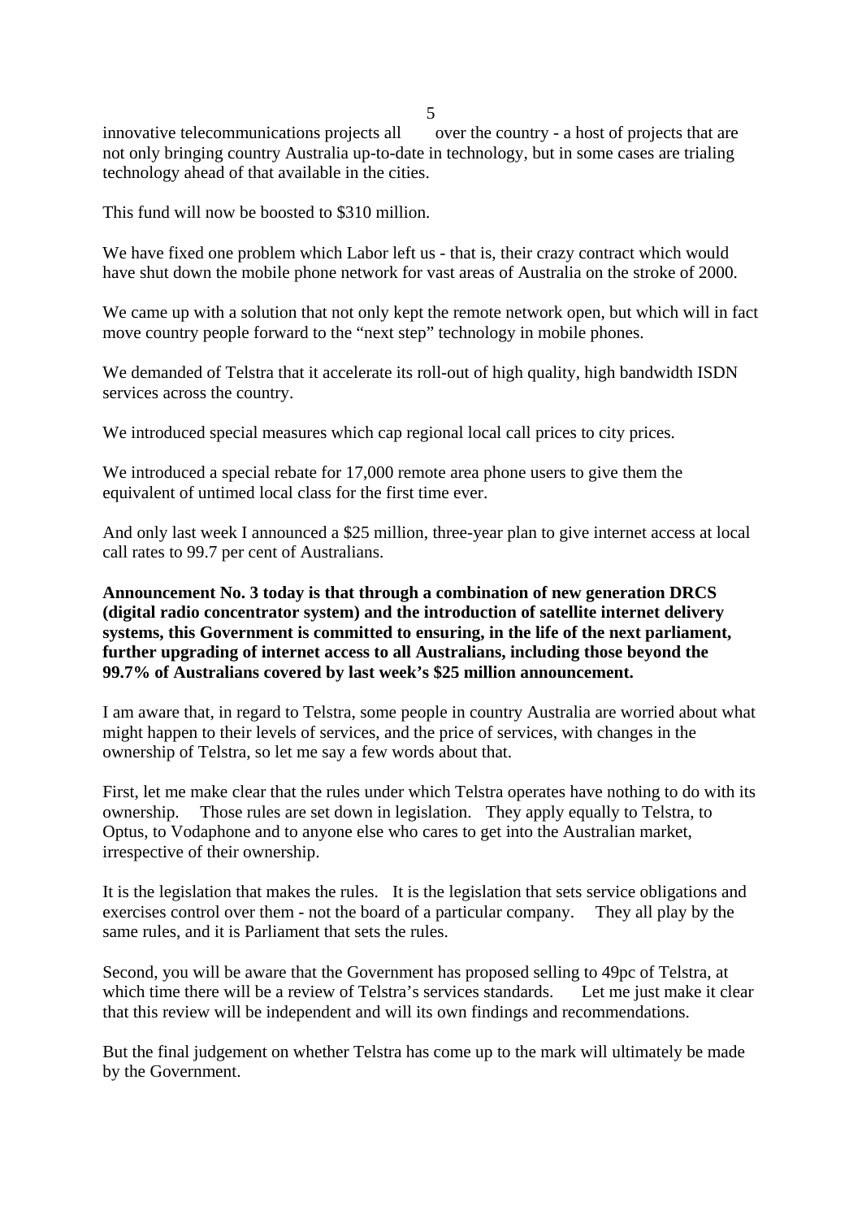innovative telecommunications projects all over the country - a host of projects that are not only bringing country Australia up-to-date in technology, but in some cases are trialing technology ahead of that available in the cities.

This fund will now be boosted to $310 million.

We have fixed one problem which Labor left us - that is, their crazy contract which would have shut down the mobile phone network for vast areas of Australia on the stroke of 2000.

We came up with a solution that not only kept the remote network open, but which will in fact move country people forward to the "next step" technology in mobile phones.

We demanded of Telstra that it accelerate its roll-out of high quality, high bandwidth ISDN services across the country.

We introduced special measures which cap regional local call prices to city prices.

We introduced a special rebate for 17,000 remote area phone users to give them the equivalent of untimed local class for the first time ever.

And only last week I announced a $25 million, three-year plan to give internet access at local call rates to 99.7 per cent of Australians.

**Announcement No. 3 today is that through a combination of new generation DRCS (digital radio concentrator system) and the introduction of satellite internet delivery systems, this Government is committed to ensuring, in the life of the next parliament, further upgrading of internet access to all Australians, including those beyond the 99.7% of Australians covered by last week's $25 million announcement.**

I am aware that, in regard to Telstra, some people in country Australia are worried about what might happen to their levels of services, and the price of services, with changes in the ownership of Telstra, so let me say a few words about that.

First, let me make clear that the rules under which Telstra operates have nothing to do with its ownership. Those rules are set down in legislation. They apply equally to Telstra, to Optus, to Vodaphone and to anyone else who cares to get into the Australian market, irrespective of their ownership.

It is the legislation that makes the rules. It is the legislation that sets service obligations and exercises control over them - not the board of a particular company. They all play by the same rules, and it is Parliament that sets the rules.

Second, you will be aware that the Government has proposed selling to 49pc of Telstra, at which time there will be a review of Telstra's services standards. Let me just make it clear that this review will be independent and will its own findings and recommendations.

But the final judgement on whether Telstra has come up to the mark will ultimately be made by the Government.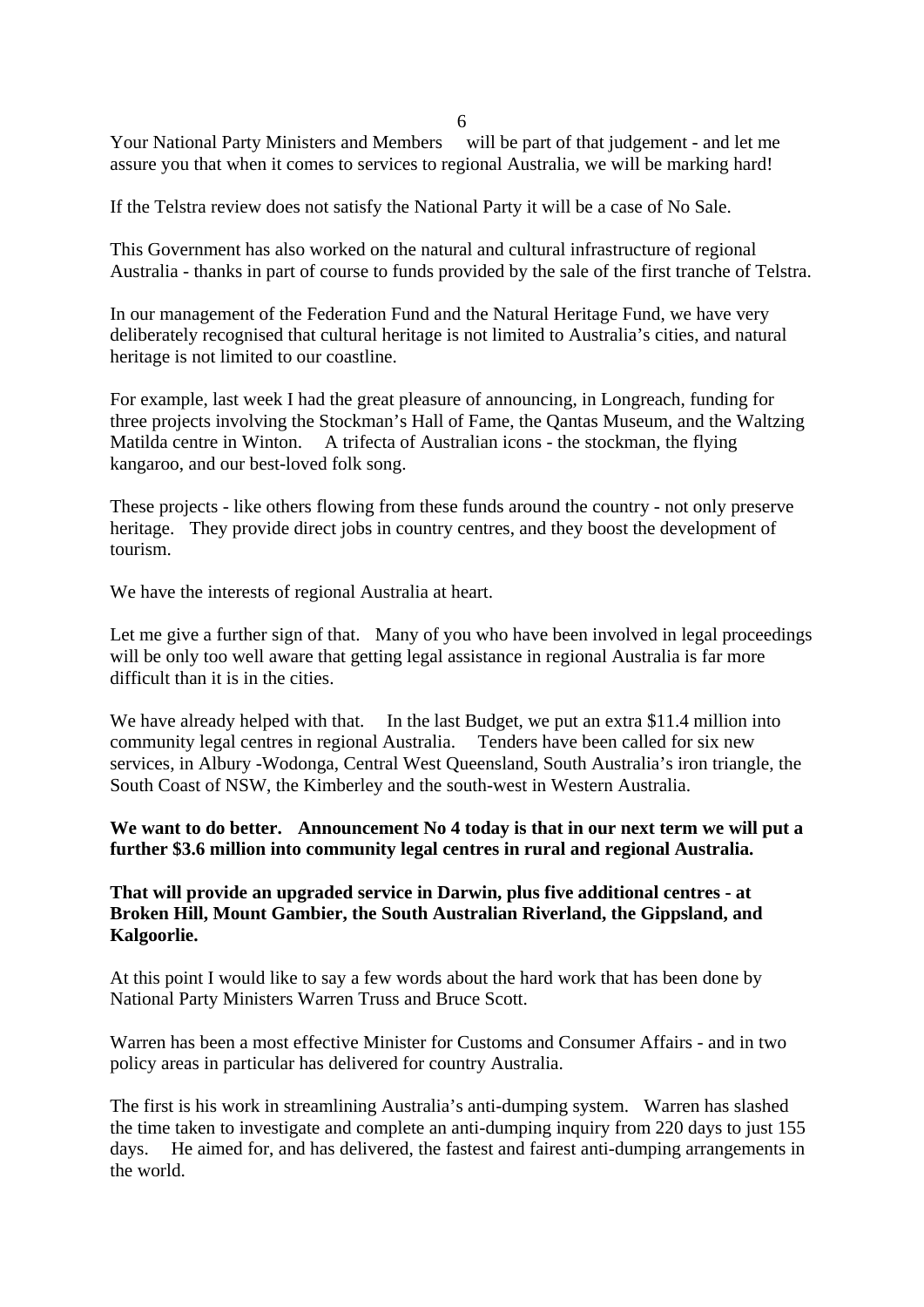Your National Party Ministers and Members will be part of that judgement - and let me assure you that when it comes to services to regional Australia, we will be marking hard!

If the Telstra review does not satisfy the National Party it will be a case of No Sale.

This Government has also worked on the natural and cultural infrastructure of regional Australia - thanks in part of course to funds provided by the sale of the first tranche of Telstra.

In our management of the Federation Fund and the Natural Heritage Fund, we have very deliberately recognised that cultural heritage is not limited to Australia's cities, and natural heritage is not limited to our coastline.

For example, last week I had the great pleasure of announcing, in Longreach, funding for three projects involving the Stockman's Hall of Fame, the Qantas Museum, and the Waltzing Matilda centre in Winton. A trifecta of Australian icons - the stockman, the flying kangaroo, and our best-loved folk song.

These projects - like others flowing from these funds around the country - not only preserve heritage. They provide direct jobs in country centres, and they boost the development of tourism.

We have the interests of regional Australia at heart.

Let me give a further sign of that. Many of you who have been involved in legal proceedings will be only too well aware that getting legal assistance in regional Australia is far more difficult than it is in the cities.

We have already helped with that. In the last Budget, we put an extra $11.4 million into community legal centres in regional Australia. Tenders have been called for six new services, in Albury -Wodonga, Central West Queensland, South Australia's iron triangle, the South Coast of NSW, the Kimberley and the south-west in Western Australia.

**We want to do better. Announcement No 4 today is that in our next term we will put a further $3.6 million into community legal centres in rural and regional Australia.**

**That will provide an upgraded service in Darwin, plus five additional centres - at Broken Hill, Mount Gambier, the South Australian Riverland, the Gippsland, and Kalgoorlie.**

At this point I would like to say a few words about the hard work that has been done by National Party Ministers Warren Truss and Bruce Scott.

Warren has been a most effective Minister for Customs and Consumer Affairs - and in two policy areas in particular has delivered for country Australia.

The first is his work in streamlining Australia's anti-dumping system. Warren has slashed the time taken to investigate and complete an anti-dumping inquiry from 220 days to just 155 days. He aimed for, and has delivered, the fastest and fairest anti-dumping arrangements in the world.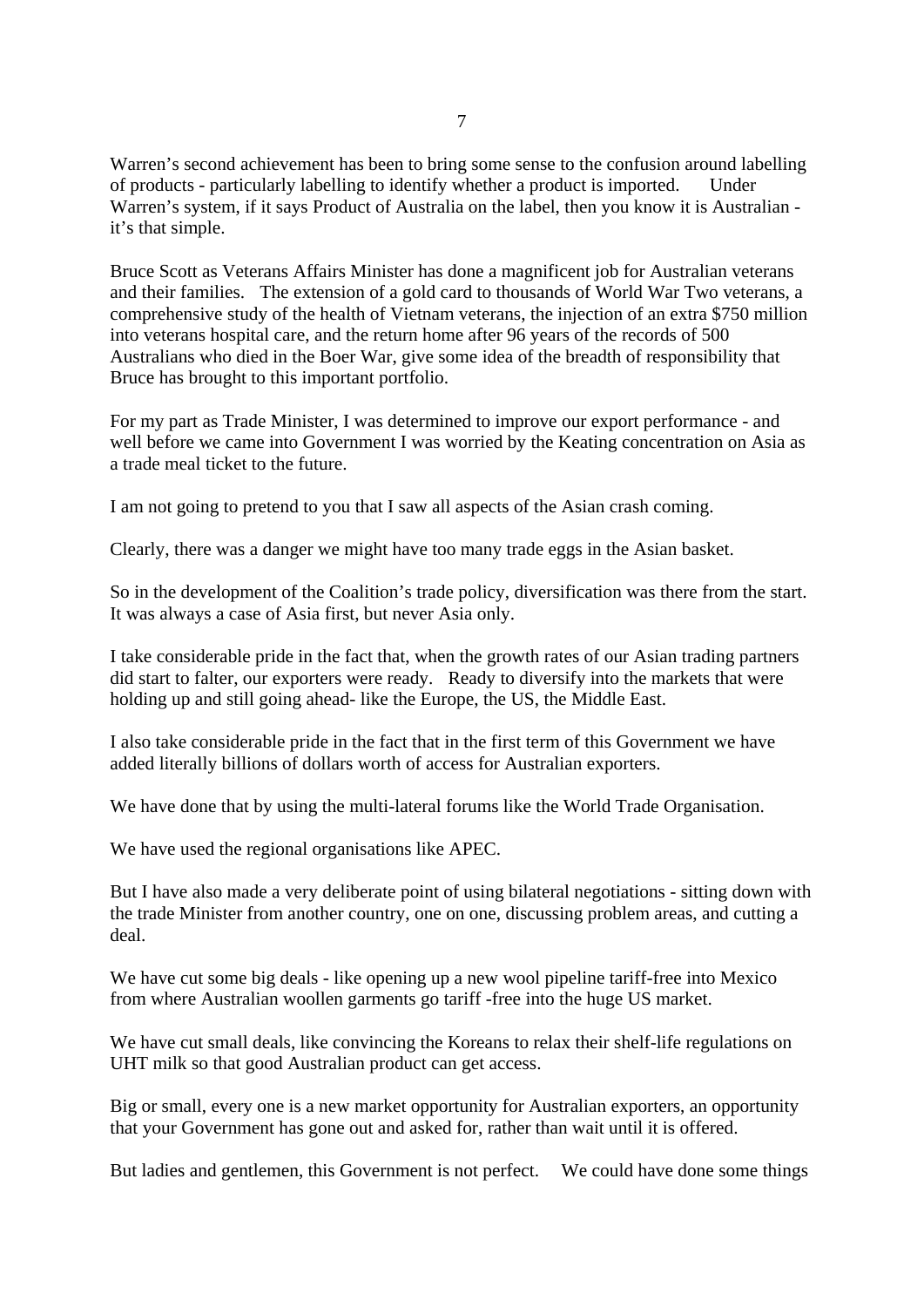Warren's second achievement has been to bring some sense to the confusion around labelling of products - particularly labelling to identify whether a product is imported. Under Warren's system, if it says Product of Australia on the label, then you know it is Australian - it's that simple.

Bruce Scott as Veterans Affairs Minister has done a magnificent job for Australian veterans and their families. The extension of a gold card to thousands of World War Two veterans, a comprehensive study of the health of Vietnam veterans, the injection of an extra $750 million into veterans hospital care, and the return home after 96 years of the records of 500 Australians who died in the Boer War, give some idea of the breadth of responsibility that Bruce has brought to this important portfolio.

For my part as Trade Minister, I was determined to improve our export performance - and well before we came into Government I was worried by the Keating concentration on Asia as a trade meal ticket to the future.

I am not going to pretend to you that I saw all aspects of the Asian crash coming.

Clearly, there was a danger we might have too many trade eggs in the Asian basket.

So in the development of the Coalition's trade policy, diversification was there from the start. It was always a case of Asia first, but never Asia only.

I take considerable pride in the fact that, when the growth rates of our Asian trading partners did start to falter, our exporters were ready. Ready to diversify into the markets that were holding up and still going ahead- like the Europe, the US, the Middle East.

I also take considerable pride in the fact that in the first term of this Government we have added literally billions of dollars worth of access for Australian exporters.

We have done that by using the multi-lateral forums like the World Trade Organisation.

We have used the regional organisations like APEC.

But I have also made a very deliberate point of using bilateral negotiations - sitting down with the trade Minister from another country, one on one, discussing problem areas, and cutting a deal.

We have cut some big deals - like opening up a new wool pipeline tariff-free into Mexico from where Australian woollen garments go tariff -free into the huge US market.

We have cut small deals, like convincing the Koreans to relax their shelf-life regulations on UHT milk so that good Australian product can get access.

Big or small, every one is a new market opportunity for Australian exporters, an opportunity that your Government has gone out and asked for, rather than wait until it is offered.

But ladies and gentlemen, this Government is not perfect. We could have done some things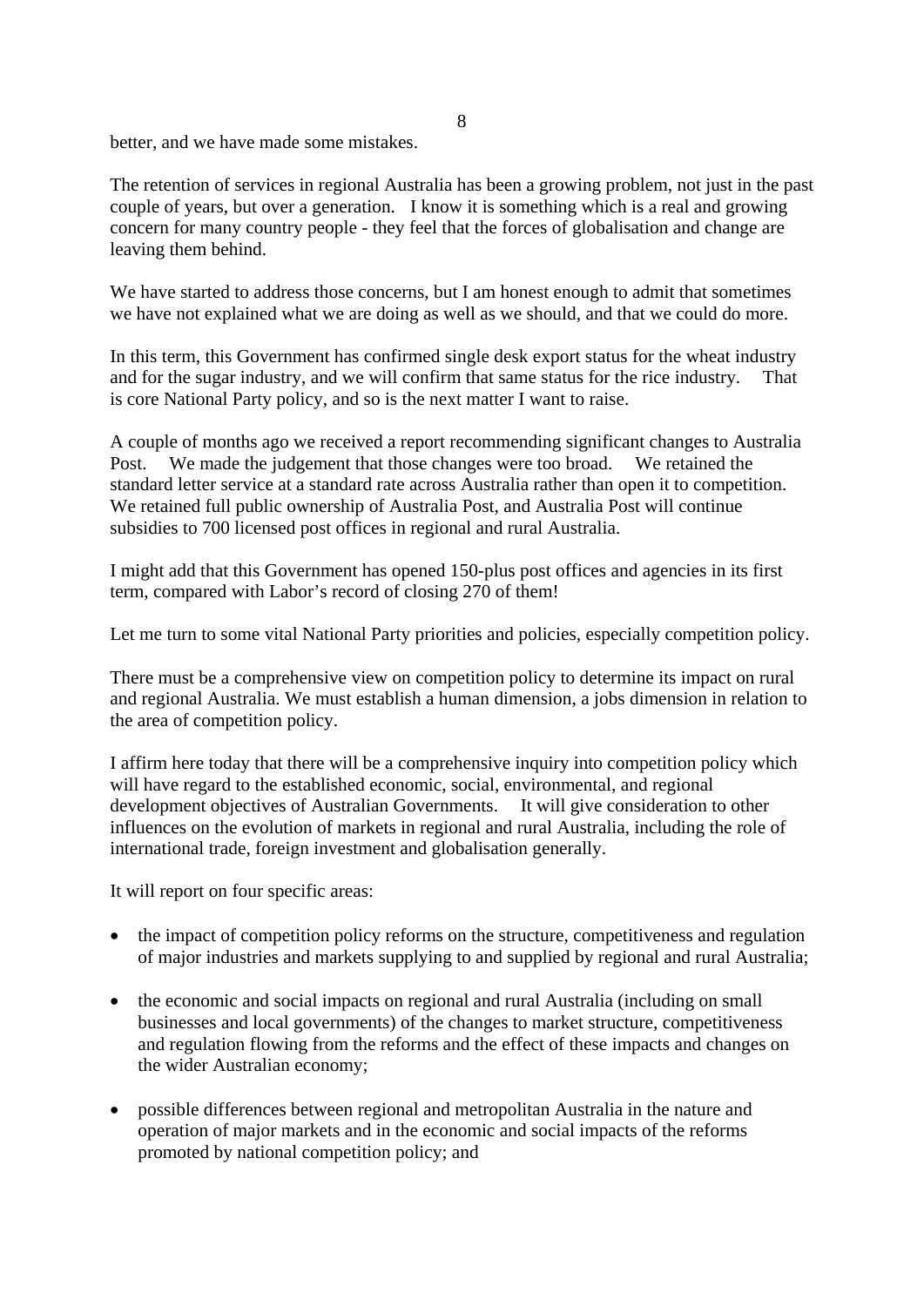better, and we have made some mistakes.

The retention of services in regional Australia has been a growing problem, not just in the past couple of years, but over a generation. I know it is something which is a real and growing concern for many country people - they feel that the forces of globalisation and change are leaving them behind.

We have started to address those concerns, but I am honest enough to admit that sometimes we have not explained what we are doing as well as we should, and that we could do more.

In this term, this Government has confirmed single desk export status for the wheat industry and for the sugar industry, and we will confirm that same status for the rice industry. That is core National Party policy, and so is the next matter I want to raise.

A couple of months ago we received a report recommending significant changes to Australia Post. We made the judgement that those changes were too broad. We retained the standard letter service at a standard rate across Australia rather than open it to competition. We retained full public ownership of Australia Post, and Australia Post will continue subsidies to 700 licensed post offices in regional and rural Australia.

I might add that this Government has opened 150-plus post offices and agencies in its first term, compared with Labor's record of closing 270 of them!

Let me turn to some vital National Party priorities and policies, especially competition policy.

There must be a comprehensive view on competition policy to determine its impact on rural and regional Australia. We must establish a human dimension, a jobs dimension in relation to the area of competition policy.

I affirm here today that there will be a comprehensive inquiry into competition policy which will have regard to the established economic, social, environmental, and regional development objectives of Australian Governments. It will give consideration to other influences on the evolution of markets in regional and rural Australia, including the role of international trade, foreign investment and globalisation generally.

It will report on four specific areas:

- the impact of competition policy reforms on the structure, competitiveness and regulation of major industries and markets supplying to and supplied by regional and rural Australia;

- the economic and social impacts on regional and rural Australia (including on small businesses and local governments) of the changes to market structure, competitiveness and regulation flowing from the reforms and the effect of these impacts and changes on the wider Australian economy;

- possible differences between regional and metropolitan Australia in the nature and operation of major markets and in the economic and social impacts of the reforms promoted by national competition policy; and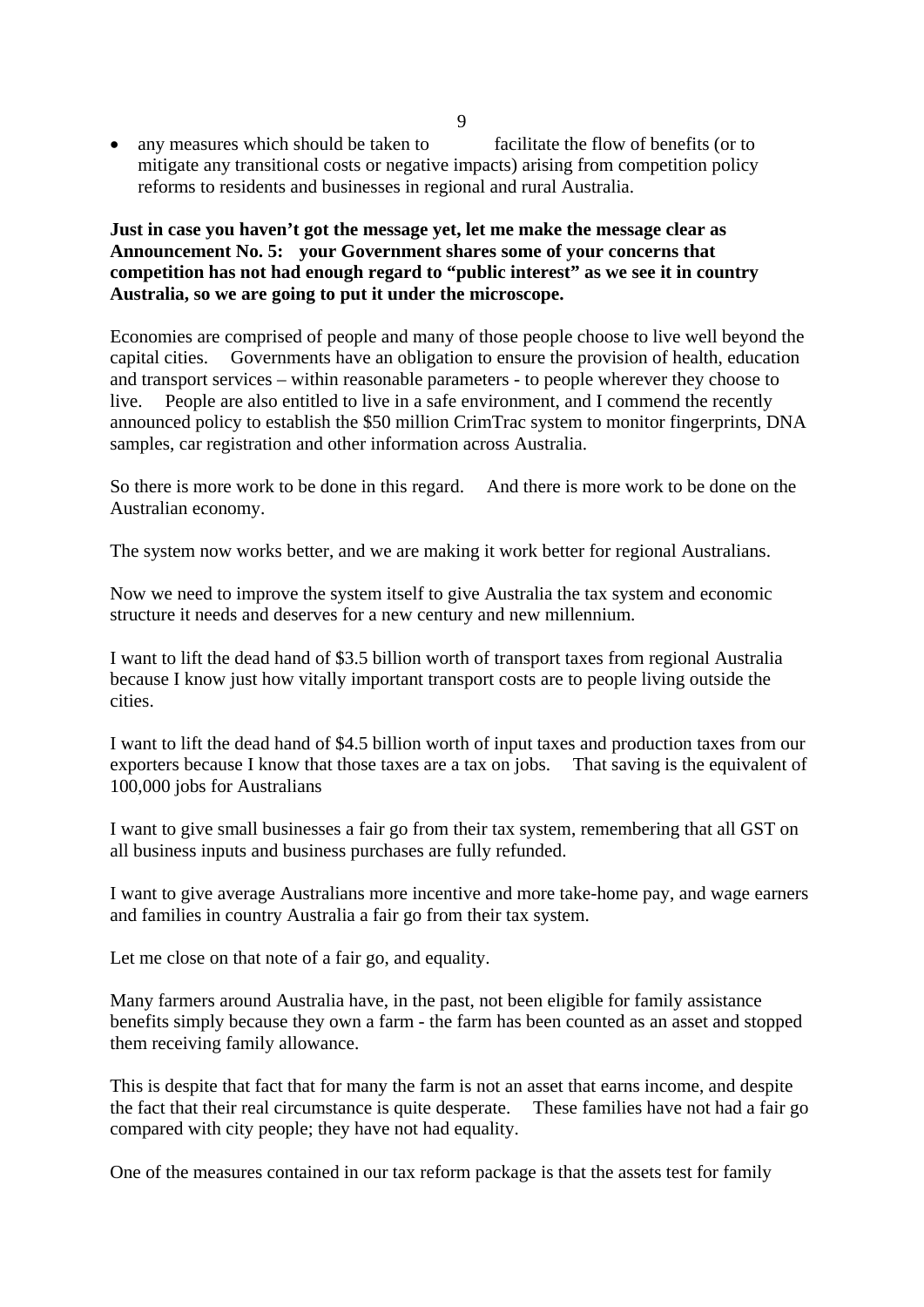- any measures which should be taken to facilitate the flow of benefits (or to mitigate any transitional costs or negative impacts) arising from competition policy reforms to residents and businesses in regional and rural Australia.

**Just in case you haven't got the message yet, let me make the message clear as Announcement No. 5: your Government shares some of your concerns that competition has not had enough regard to "public interest" as we see it in country Australia, so we are going to put it under the microscope.**

Economies are comprised of people and many of those people choose to live well beyond the capital cities. Governments have an obligation to ensure the provision of health, education and transport services – within reasonable parameters - to people wherever they choose to live. People are also entitled to live in a safe environment, and I commend the recently announced policy to establish the $50 million CrimTrac system to monitor fingerprints, DNA samples, car registration and other information across Australia.

So there is more work to be done in this regard. And there is more work to be done on the Australian economy.

The system now works better, and we are making it work better for regional Australians.

Now we need to improve the system itself to give Australia the tax system and economic structure it needs and deserves for a new century and new millennium.

I want to lift the dead hand of $3.5 billion worth of transport taxes from regional Australia because I know just how vitally important transport costs are to people living outside the cities.

I want to lift the dead hand of $4.5 billion worth of input taxes and production taxes from our exporters because I know that those taxes are a tax on jobs. That saving is the equivalent of 100,000 jobs for Australians

I want to give small businesses a fair go from their tax system, remembering that all GST on all business inputs and business purchases are fully refunded.

I want to give average Australians more incentive and more take-home pay, and wage earners and families in country Australia a fair go from their tax system.

Let me close on that note of a fair go, and equality.

Many farmers around Australia have, in the past, not been eligible for family assistance benefits simply because they own a farm - the farm has been counted as an asset and stopped them receiving family allowance.

This is despite that fact that for many the farm is not an asset that earns income, and despite the fact that their real circumstance is quite desperate. These families have not had a fair go compared with city people; they have not had equality.

One of the measures contained in our tax reform package is that the assets test for family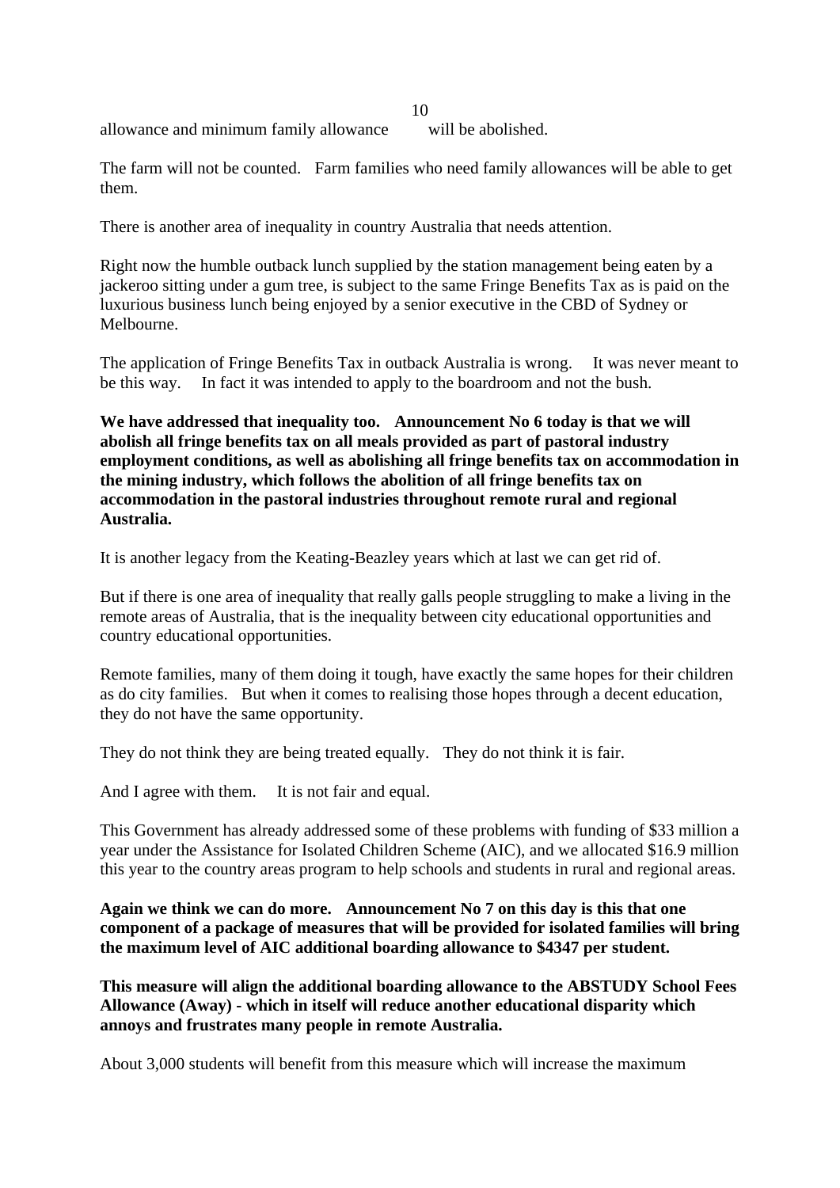allowance and minimum family allowance will be abolished.

The farm will not be counted. Farm families who need family allowances will be able to get them.

There is another area of inequality in country Australia that needs attention.

Right now the humble outback lunch supplied by the station management being eaten by a jackeroo sitting under a gum tree, is subject to the same Fringe Benefits Tax as is paid on the luxurious business lunch being enjoyed by a senior executive in the CBD of Sydney or Melbourne.

The application of Fringe Benefits Tax in outback Australia is wrong. It was never meant to be this way. In fact it was intended to apply to the boardroom and not the bush.

**We have addressed that inequality too. Announcement No 6 today is that we will abolish all fringe benefits tax on all meals provided as part of pastoral industry employment conditions, as well as abolishing all fringe benefits tax on accommodation in the mining industry, which follows the abolition of all fringe benefits tax on accommodation in the pastoral industries throughout remote rural and regional Australia.**

It is another legacy from the Keating-Beazley years which at last we can get rid of.

But if there is one area of inequality that really galls people struggling to make a living in the remote areas of Australia, that is the inequality between city educational opportunities and country educational opportunities.

Remote families, many of them doing it tough, have exactly the same hopes for their children as do city families. But when it comes to realising those hopes through a decent education, they do not have the same opportunity.

They do not think they are being treated equally. They do not think it is fair.

And I agree with them. It is not fair and equal.

This Government has already addressed some of these problems with funding of $33 million a year under the Assistance for Isolated Children Scheme (AIC), and we allocated $16.9 million this year to the country areas program to help schools and students in rural and regional areas.

**Again we think we can do more. Announcement No 7 on this day is this that one component of a package of measures that will be provided for isolated families will bring the maximum level of AIC additional boarding allowance to $4347 per student.**

**This measure will align the additional boarding allowance to the ABSTUDY School Fees Allowance (Away) - which in itself will reduce another educational disparity which annoys and frustrates many people in remote Australia.**

About 3,000 students will benefit from this measure which will increase the maximum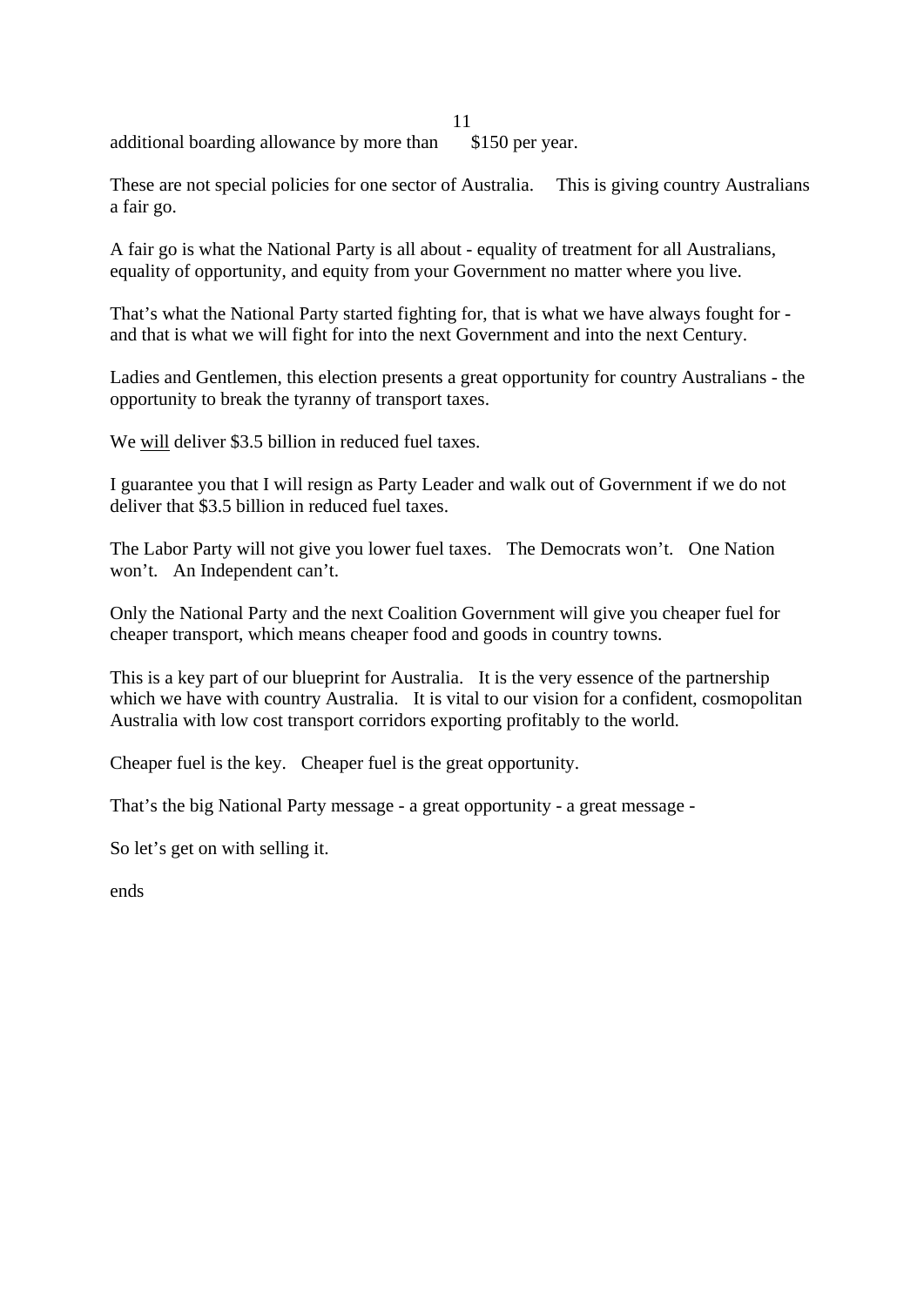additional boarding allowance by more than $150 per year.

These are not special policies for one sector of Australia. This is giving country Australians a fair go.

A fair go is what the National Party is all about - equality of treatment for all Australians, equality of opportunity, and equity from your Government no matter where you live.

That's what the National Party started fighting for, that is what we have always fought for - and that is what we will fight for into the next Government and into the next Century.

Ladies and Gentlemen, this election presents a great opportunity for country Australians - the opportunity to break the tyranny of transport taxes.

We <u>will</u> deliver $3.5 billion in reduced fuel taxes.

I guarantee you that I will resign as Party Leader and walk out of Government if we do not deliver that $3.5 billion in reduced fuel taxes.

The Labor Party will not give you lower fuel taxes. The Democrats won't. One Nation won't. An Independent can't.

Only the National Party and the next Coalition Government will give you cheaper fuel for cheaper transport, which means cheaper food and goods in country towns.

This is a key part of our blueprint for Australia. It is the very essence of the partnership which we have with country Australia. It is vital to our vision for a confident, cosmopolitan Australia with low cost transport corridors exporting profitably to the world.

Cheaper fuel is the key. Cheaper fuel is the great opportunity.

That's the big National Party message - a great opportunity - a great message -

So let's get on with selling it.

ends